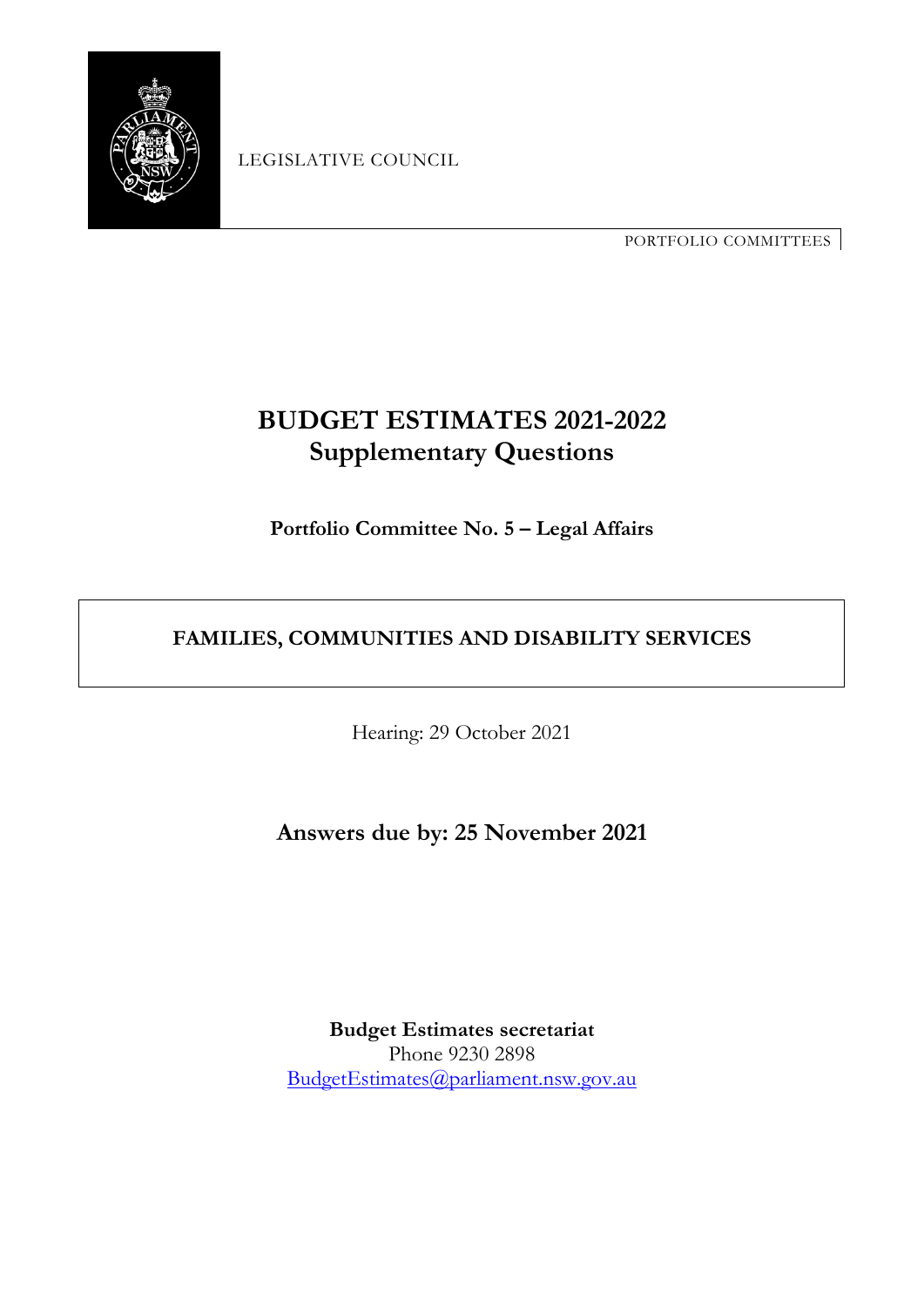LEGISLATIVE COUNCIL

PORTFOLIO COMMITTEES

# BUDGET ESTIMATES 2021-2022
# Supplementary Questions

**Portfolio Committee No. 5 – Legal Affairs**

## FAMILIES, COMMUNITIES AND DISABILITY SERVICES

Hearing: 29 October 2021

## Answers due by: 25 November 2021

**Budget Estimates secretariat**
Phone 9230 2898
BudgetEstimates@parliament.nsw.gov.au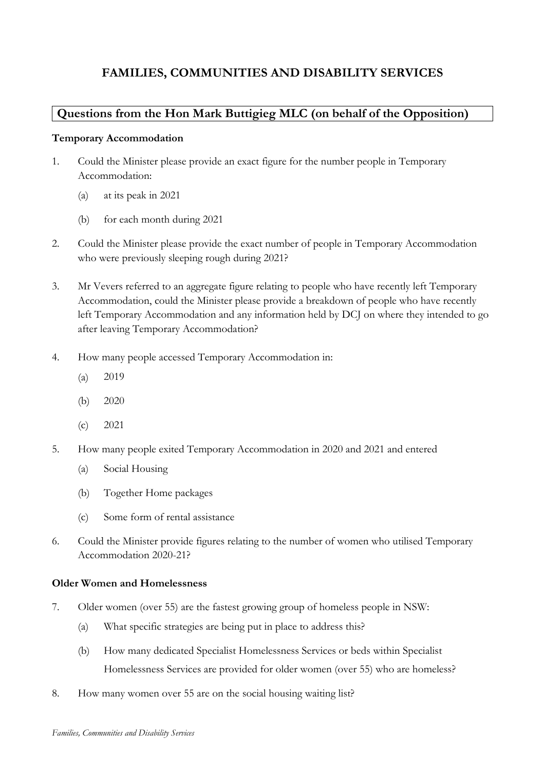# FAMILIES, COMMUNITIES AND DISABILITY SERVICES

## Questions from the Hon Mark Buttigieg MLC (on behalf of the Opposition)

### Temporary Accommodation

1. Could the Minister please provide an exact figure for the number people in Temporary Accommodation:
   - (a) at its peak in 2021
   - (b) for each month during 2021

2. Could the Minister please provide the exact number of people in Temporary Accommodation who were previously sleeping rough during 2021?

3. Mr Vevers referred to an aggregate figure relating to people who have recently left Temporary Accommodation, could the Minister please provide a breakdown of people who have recently left Temporary Accommodation and any information held by DCJ on where they intended to go after leaving Temporary Accommodation?

4. How many people accessed Temporary Accommodation in:
   - (a) 2019
   - (b) 2020
   - (c) 2021

5. How many people exited Temporary Accommodation in 2020 and 2021 and entered
   - (a) Social Housing
   - (b) Together Home packages
   - (c) Some form of rental assistance

6. Could the Minister provide figures relating to the number of women who utilised Temporary Accommodation 2020-21?

### Older Women and Homelessness

7. Older women (over 55) are the fastest growing group of homeless people in NSW:
   - (a) What specific strategies are being put in place to address this?
   - (b) How many dedicated Specialist Homelessness Services or beds within Specialist Homelessness Services are provided for older women (over 55) who are homeless?

8. How many women over 55 are on the social housing waiting list?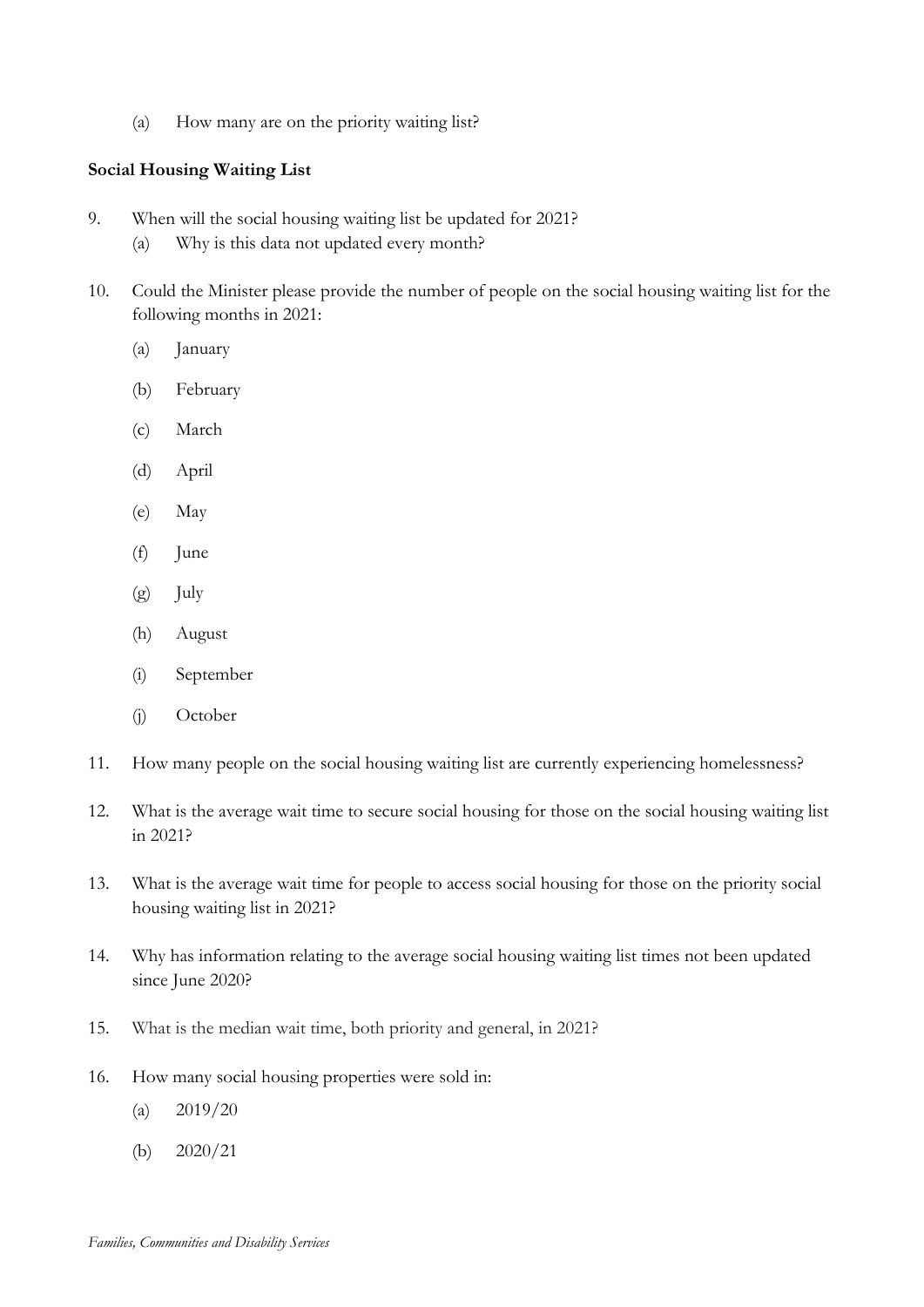(a) How many are on the priority waiting list?

**Social Housing Waiting List**

9. When will the social housing waiting list be updated for 2021?
   (a) Why is this data not updated every month?

10. Could the Minister please provide the number of people on the social housing waiting list for the following months in 2021:
    (a) January
    (b) February
    (c) March
    (d) April
    (e) May
    (f) June
    (g) July
    (h) August
    (i) September
    (j) October

11. How many people on the social housing waiting list are currently experiencing homelessness?

12. What is the average wait time to secure social housing for those on the social housing waiting list in 2021?

13. What is the average wait time for people to access social housing for those on the priority social housing waiting list in 2021?

14. Why has information relating to the average social housing waiting list times not been updated since June 2020?

15. What is the median wait time, both priority and general, in 2021?

16. How many social housing properties were sold in:
    (a) 2019/20
    (b) 2020/21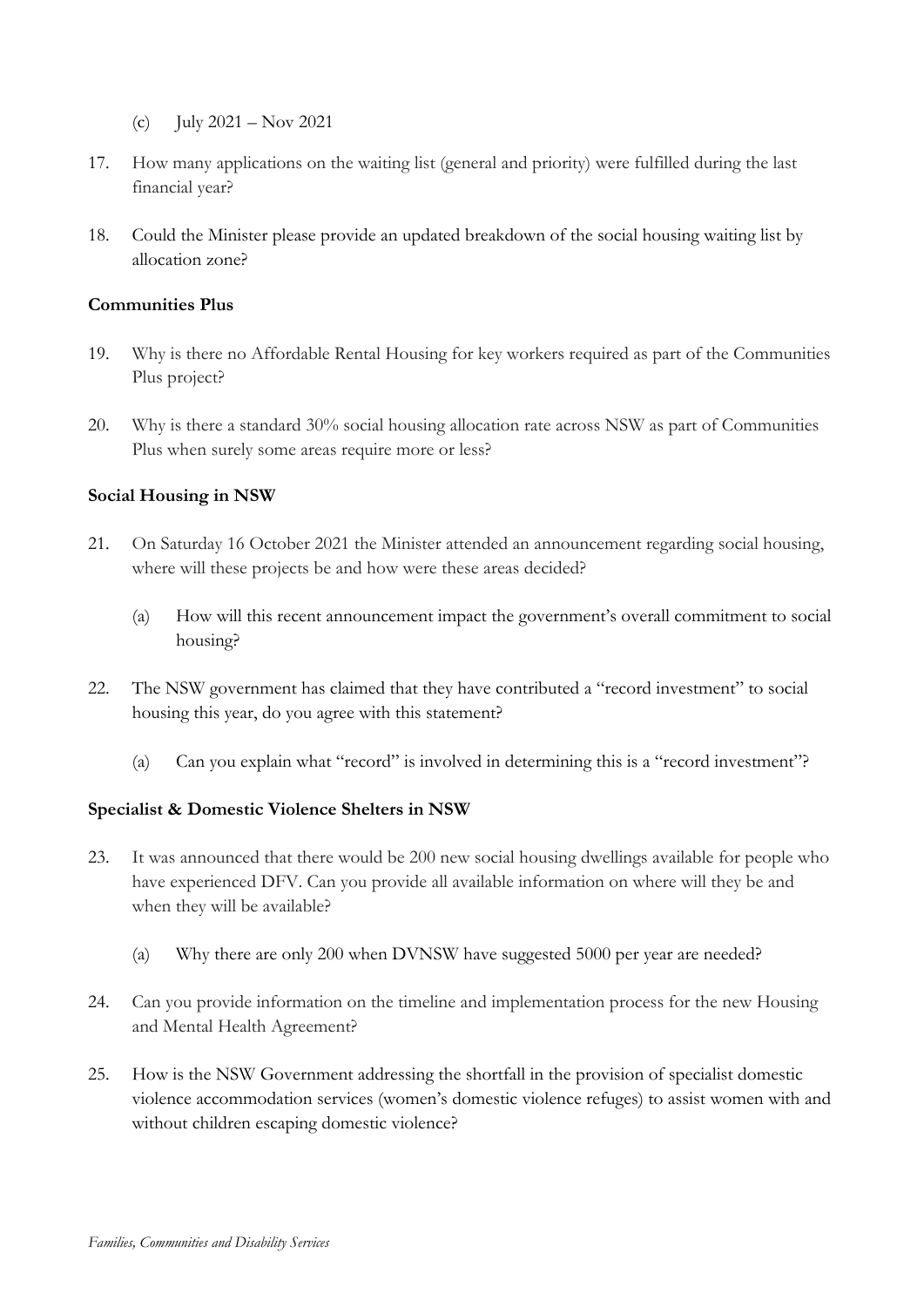(c) July 2021 – Nov 2021

17. How many applications on the waiting list (general and priority) were fulfilled during the last financial year?

18. Could the Minister please provide an updated breakdown of the social housing waiting list by allocation zone?

**Communities Plus**

19. Why is there no Affordable Rental Housing for key workers required as part of the Communities Plus project?

20. Why is there a standard 30% social housing allocation rate across NSW as part of Communities Plus when surely some areas require more or less?

**Social Housing in NSW**

21. On Saturday 16 October 2021 the Minister attended an announcement regarding social housing, where will these projects be and how were these areas decided?

    (a) How will this recent announcement impact the government's overall commitment to social housing?

22. The NSW government has claimed that they have contributed a "record investment" to social housing this year, do you agree with this statement?

    (a) Can you explain what "record" is involved in determining this is a "record investment"?

**Specialist & Domestic Violence Shelters in NSW**

23. It was announced that there would be 200 new social housing dwellings available for people who have experienced DFV. Can you provide all available information on where will they be and when they will be available?

    (a) Why there are only 200 when DVNSW have suggested 5000 per year are needed?

24. Can you provide information on the timeline and implementation process for the new Housing and Mental Health Agreement?

25. How is the NSW Government addressing the shortfall in the provision of specialist domestic violence accommodation services (women's domestic violence refuges) to assist women with and without children escaping domestic violence?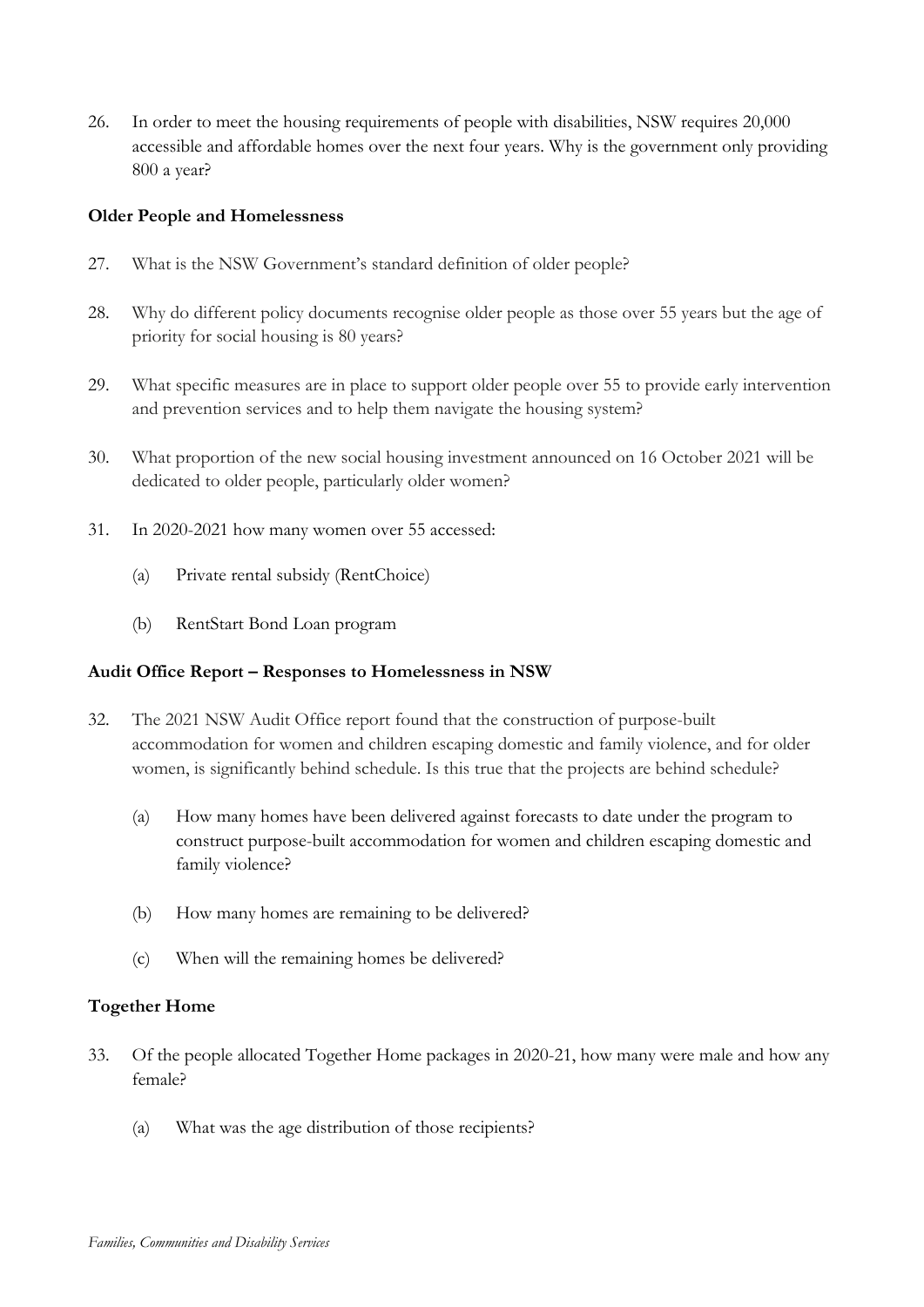26. In order to meet the housing requirements of people with disabilities, NSW requires 20,000 accessible and affordable homes over the next four years. Why is the government only providing 800 a year?

**Older People and Homelessness**

27. What is the NSW Government's standard definition of older people?

28. Why do different policy documents recognise older people as those over 55 years but the age of priority for social housing is 80 years?

29. What specific measures are in place to support older people over 55 to provide early intervention and prevention services and to help them navigate the housing system?

30. What proportion of the new social housing investment announced on 16 October 2021 will be dedicated to older people, particularly older women?

31. In 2020-2021 how many women over 55 accessed:

    (a) Private rental subsidy (RentChoice)

    (b) RentStart Bond Loan program

**Audit Office Report – Responses to Homelessness in NSW**

32. The 2021 NSW Audit Office report found that the construction of purpose-built accommodation for women and children escaping domestic and family violence, and for older women, is significantly behind schedule. Is this true that the projects are behind schedule?

    (a) How many homes have been delivered against forecasts to date under the program to construct purpose-built accommodation for women and children escaping domestic and family violence?

    (b) How many homes are remaining to be delivered?

    (c) When will the remaining homes be delivered?

**Together Home**

33. Of the people allocated Together Home packages in 2020-21, how many were male and how any female?

    (a) What was the age distribution of those recipients?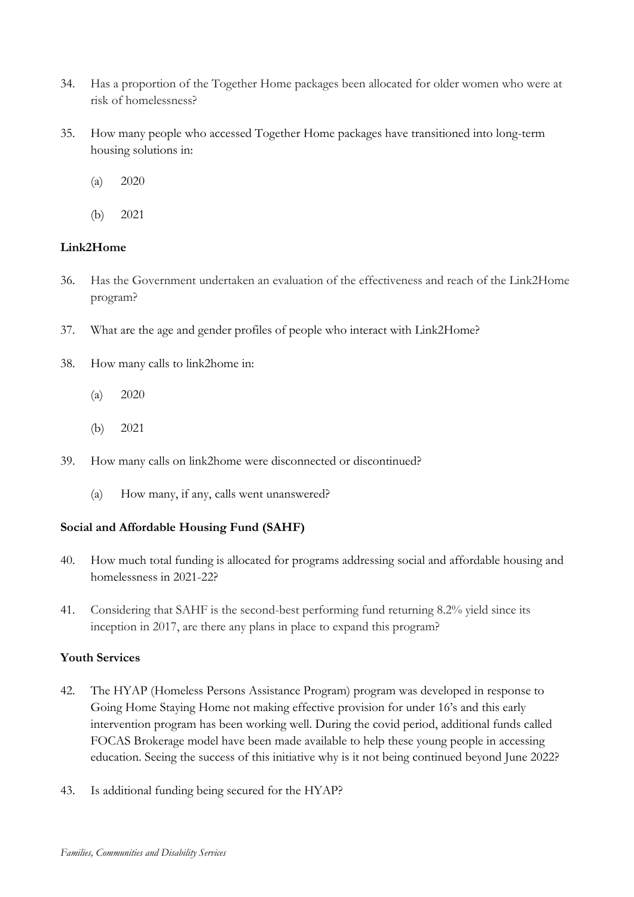34. Has a proportion of the Together Home packages been allocated for older women who were at risk of homelessness?

35. How many people who accessed Together Home packages have transitioned into long-term housing solutions in:

    (a) 2020

    (b) 2021

**Link2Home**

36. Has the Government undertaken an evaluation of the effectiveness and reach of the Link2Home program?

37. What are the age and gender profiles of people who interact with Link2Home?

38. How many calls to link2home in:

    (a) 2020

    (b) 2021

39. How many calls on link2home were disconnected or discontinued?

    (a) How many, if any, calls went unanswered?

**Social and Affordable Housing Fund (SAHF)**

40. How much total funding is allocated for programs addressing social and affordable housing and homelessness in 2021-22?

41. Considering that SAHF is the second-best performing fund returning 8.2% yield since its inception in 2017, are there any plans in place to expand this program?

**Youth Services**

42. The HYAP (Homeless Persons Assistance Program) program was developed in response to Going Home Staying Home not making effective provision for under 16's and this early intervention program has been working well. During the covid period, additional funds called FOCAS Brokerage model have been made available to help these young people in accessing education. Seeing the success of this initiative why is it not being continued beyond June 2022?

43. Is additional funding being secured for the HYAP?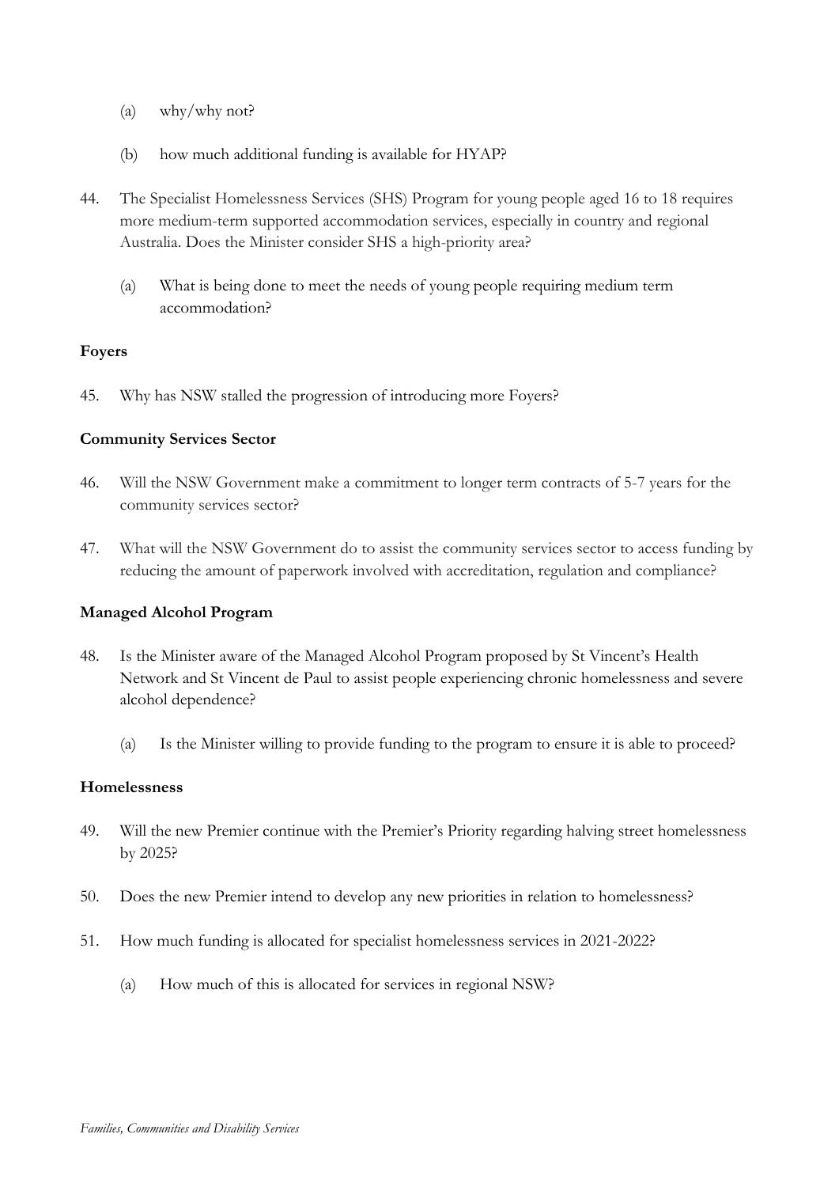(a) why/why not?

(b) how much additional funding is available for HYAP?

44. The Specialist Homelessness Services (SHS) Program for young people aged 16 to 18 requires more medium-term supported accommodation services, especially in country and regional Australia. Does the Minister consider SHS a high-priority area?

    (a) What is being done to meet the needs of young people requiring medium term accommodation?

**Foyers**

45. Why has NSW stalled the progression of introducing more Foyers?

**Community Services Sector**

46. Will the NSW Government make a commitment to longer term contracts of 5-7 years for the community services sector?

47. What will the NSW Government do to assist the community services sector to access funding by reducing the amount of paperwork involved with accreditation, regulation and compliance?

**Managed Alcohol Program**

48. Is the Minister aware of the Managed Alcohol Program proposed by St Vincent's Health Network and St Vincent de Paul to assist people experiencing chronic homelessness and severe alcohol dependence?

    (a) Is the Minister willing to provide funding to the program to ensure it is able to proceed?

**Homelessness**

49. Will the new Premier continue with the Premier's Priority regarding halving street homelessness by 2025?

50. Does the new Premier intend to develop any new priorities in relation to homelessness?

51. How much funding is allocated for specialist homelessness services in 2021-2022?

    (a) How much of this is allocated for services in regional NSW?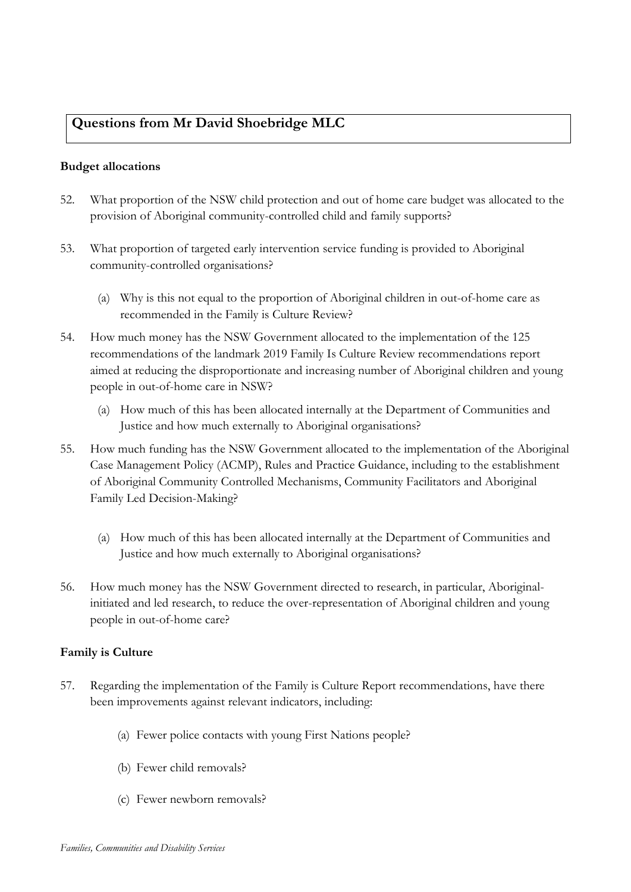## Questions from Mr David Shoebridge MLC

**Budget allocations**

52. What proportion of the NSW child protection and out of home care budget was allocated to the provision of Aboriginal community-controlled child and family supports?

53. What proportion of targeted early intervention service funding is provided to Aboriginal community-controlled organisations?

    (a) Why is this not equal to the proportion of Aboriginal children in out-of-home care as recommended in the Family is Culture Review?

54. How much money has the NSW Government allocated to the implementation of the 125 recommendations of the landmark 2019 Family Is Culture Review recommendations report aimed at reducing the disproportionate and increasing number of Aboriginal children and young people in out-of-home care in NSW?

    (a) How much of this has been allocated internally at the Department of Communities and Justice and how much externally to Aboriginal organisations?

55. How much funding has the NSW Government allocated to the implementation of the Aboriginal Case Management Policy (ACMP), Rules and Practice Guidance, including to the establishment of Aboriginal Community Controlled Mechanisms, Community Facilitators and Aboriginal Family Led Decision-Making?

    (a) How much of this has been allocated internally at the Department of Communities and Justice and how much externally to Aboriginal organisations?

56. How much money has the NSW Government directed to research, in particular, Aboriginal-initiated and led research, to reduce the over-representation of Aboriginal children and young people in out-of-home care?

**Family is Culture**

57. Regarding the implementation of the Family is Culture Report recommendations, have there been improvements against relevant indicators, including:

    (a) Fewer police contacts with young First Nations people?

    (b) Fewer child removals?

    (c) Fewer newborn removals?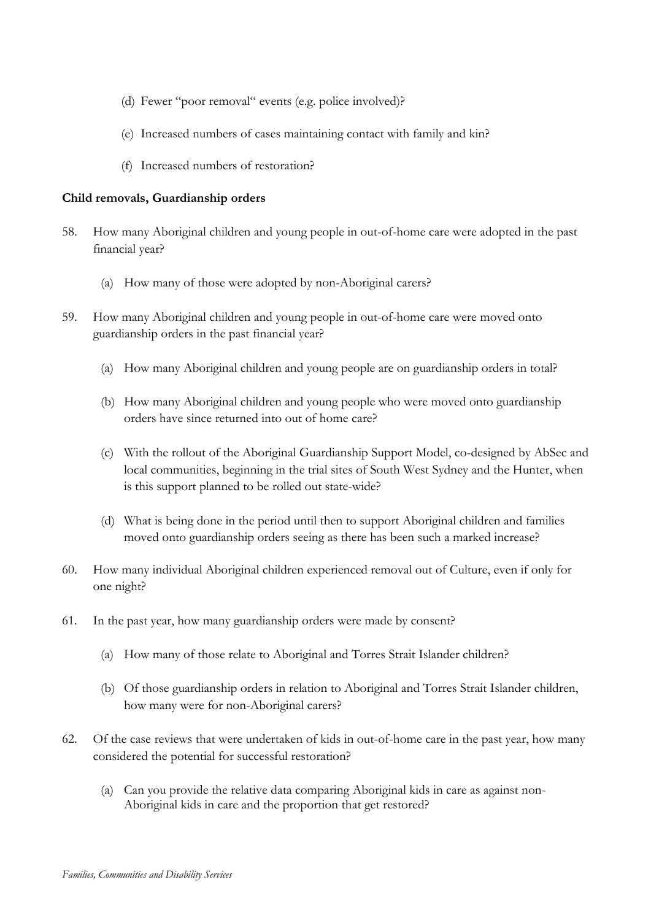(d) Fewer "poor removal" events (e.g. police involved)?

(e) Increased numbers of cases maintaining contact with family and kin?

(f) Increased numbers of restoration?

**Child removals, Guardianship orders**

58. How many Aboriginal children and young people in out-of-home care were adopted in the past financial year?

    (a) How many of those were adopted by non-Aboriginal carers?

59. How many Aboriginal children and young people in out-of-home care were moved onto guardianship orders in the past financial year?

    (a) How many Aboriginal children and young people are on guardianship orders in total?

    (b) How many Aboriginal children and young people who were moved onto guardianship orders have since returned into out of home care?

    (c) With the rollout of the Aboriginal Guardianship Support Model, co-designed by AbSec and local communities, beginning in the trial sites of South West Sydney and the Hunter, when is this support planned to be rolled out state-wide?

    (d) What is being done in the period until then to support Aboriginal children and families moved onto guardianship orders seeing as there has been such a marked increase?

60. How many individual Aboriginal children experienced removal out of Culture, even if only for one night?

61. In the past year, how many guardianship orders were made by consent?

    (a) How many of those relate to Aboriginal and Torres Strait Islander children?

    (b) Of those guardianship orders in relation to Aboriginal and Torres Strait Islander children, how many were for non-Aboriginal carers?

62. Of the case reviews that were undertaken of kids in out-of-home care in the past year, how many considered the potential for successful restoration?

    (a) Can you provide the relative data comparing Aboriginal kids in care as against non-Aboriginal kids in care and the proportion that get restored?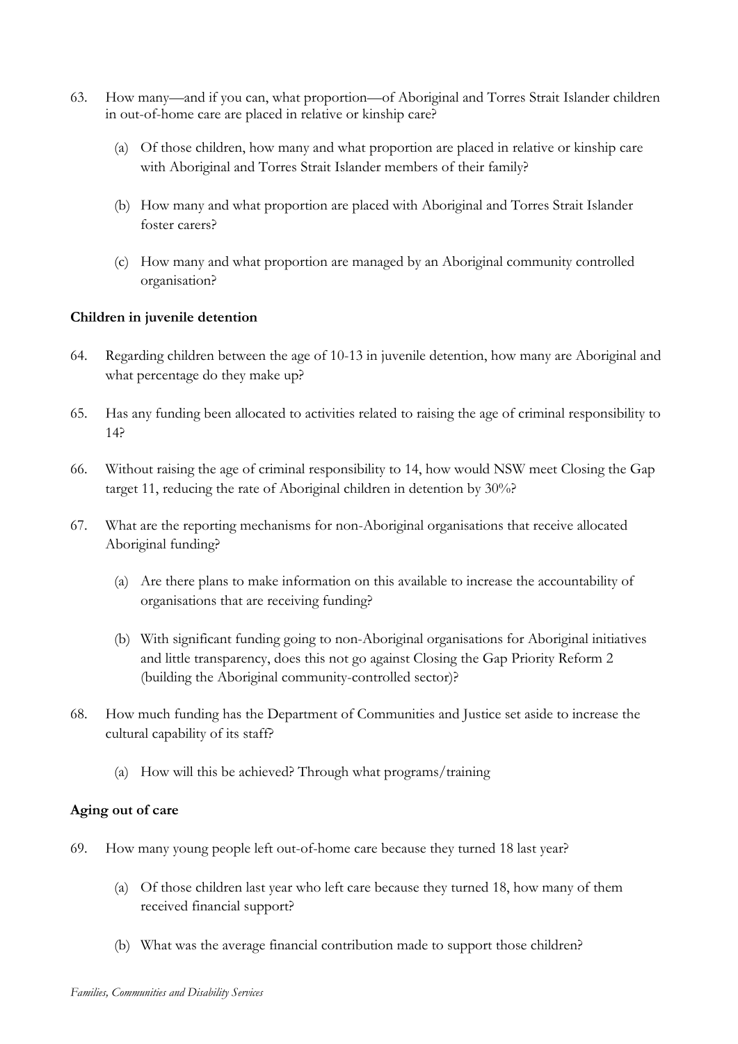63. How many—and if you can, what proportion—of Aboriginal and Torres Strait Islander children in out-of-home care are placed in relative or kinship care?

    (a) Of those children, how many and what proportion are placed in relative or kinship care with Aboriginal and Torres Strait Islander members of their family?

    (b) How many and what proportion are placed with Aboriginal and Torres Strait Islander foster carers?

    (c) How many and what proportion are managed by an Aboriginal community controlled organisation?

**Children in juvenile detention**

64. Regarding children between the age of 10-13 in juvenile detention, how many are Aboriginal and what percentage do they make up?

65. Has any funding been allocated to activities related to raising the age of criminal responsibility to 14?

66. Without raising the age of criminal responsibility to 14, how would NSW meet Closing the Gap target 11, reducing the rate of Aboriginal children in detention by 30%?

67. What are the reporting mechanisms for non-Aboriginal organisations that receive allocated Aboriginal funding?

    (a) Are there plans to make information on this available to increase the accountability of organisations that are receiving funding?

    (b) With significant funding going to non-Aboriginal organisations for Aboriginal initiatives and little transparency, does this not go against Closing the Gap Priority Reform 2 (building the Aboriginal community-controlled sector)?

68. How much funding has the Department of Communities and Justice set aside to increase the cultural capability of its staff?

    (a) How will this be achieved? Through what programs/training

**Aging out of care**

69. How many young people left out-of-home care because they turned 18 last year?

    (a) Of those children last year who left care because they turned 18, how many of them received financial support?

    (b) What was the average financial contribution made to support those children?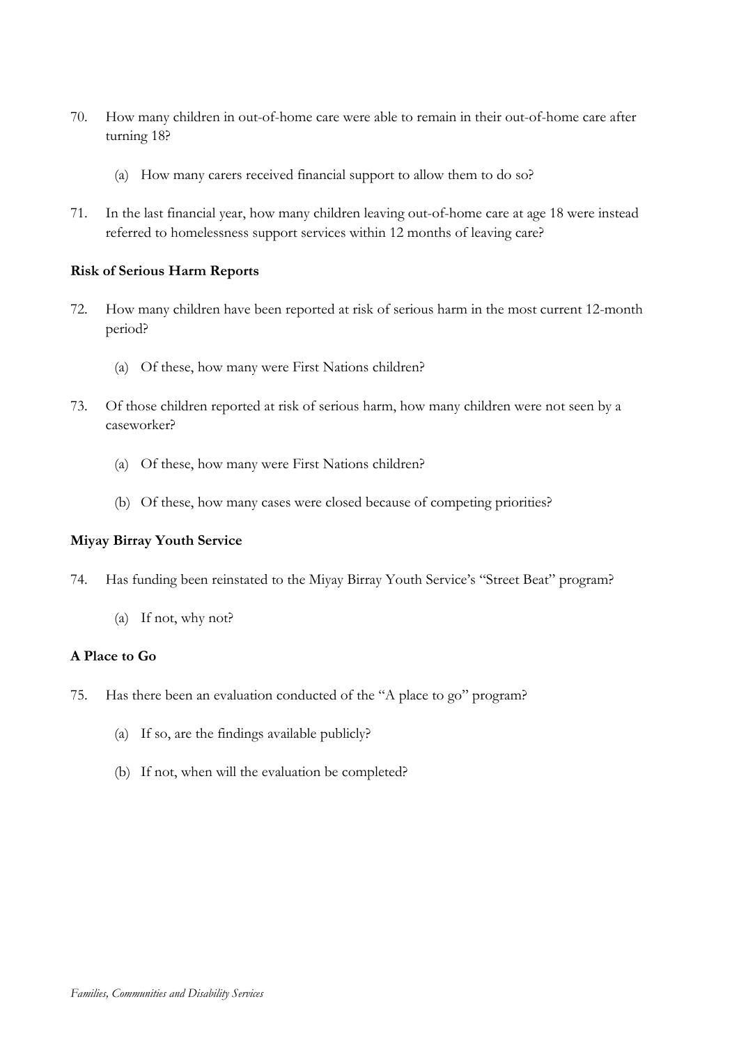70. How many children in out-of-home care were able to remain in their out-of-home care after turning 18?

    (a) How many carers received financial support to allow them to do so?

71. In the last financial year, how many children leaving out-of-home care at age 18 were instead referred to homelessness support services within 12 months of leaving care?

**Risk of Serious Harm Reports**

72. How many children have been reported at risk of serious harm in the most current 12-month period?

    (a) Of these, how many were First Nations children?

73. Of those children reported at risk of serious harm, how many children were not seen by a caseworker?

    (a) Of these, how many were First Nations children?

    (b) Of these, how many cases were closed because of competing priorities?

**Miyay Birray Youth Service**

74. Has funding been reinstated to the Miyay Birray Youth Service's "Street Beat" program?

    (a) If not, why not?

**A Place to Go**

75. Has there been an evaluation conducted of the "A place to go" program?

    (a) If so, are the findings available publicly?

    (b) If not, when will the evaluation be completed?